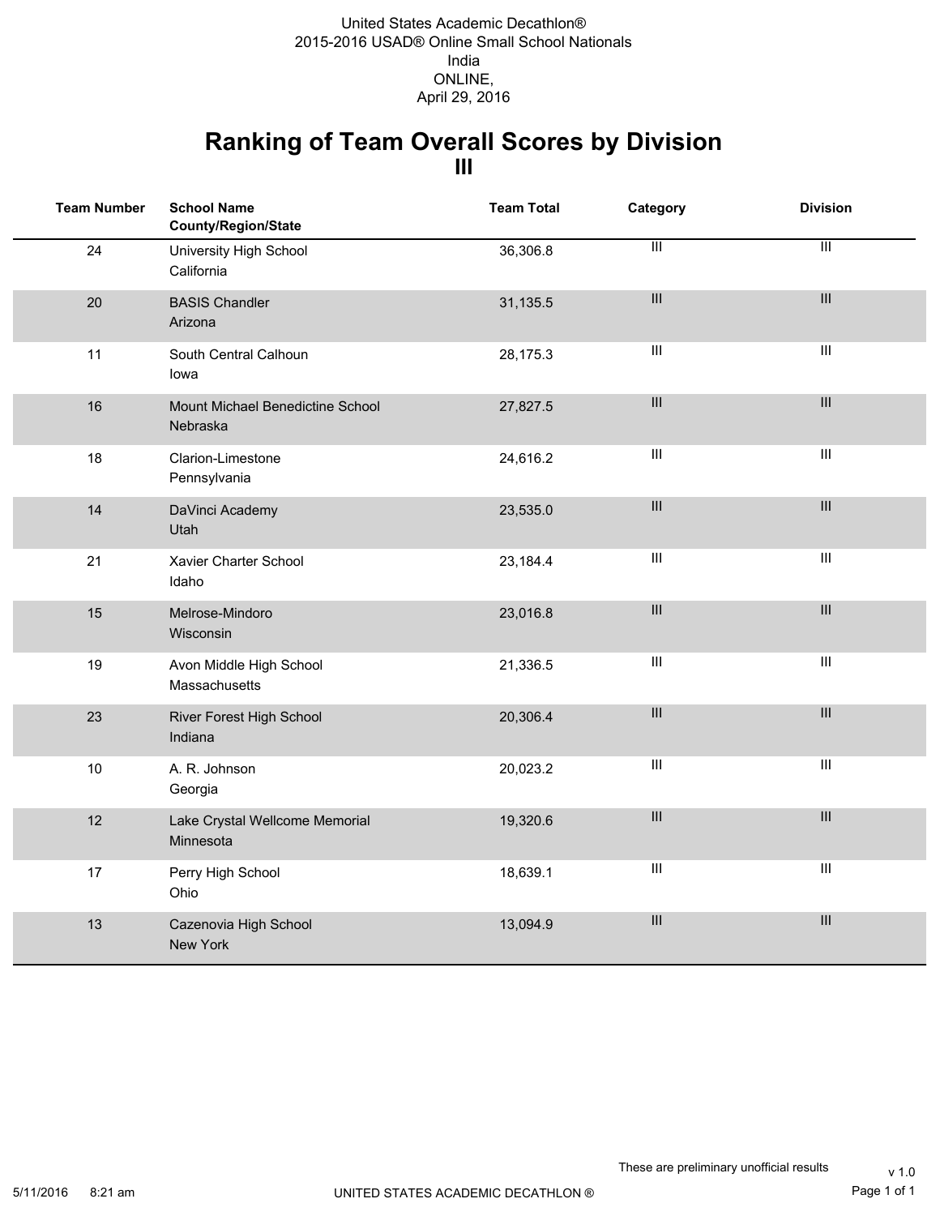United States Academic Decathlon®
2015-2016 USAD® Online Small School Nationals
India
ONLINE,
April 29, 2016

# Ranking of Team Overall Scores by Division
## III

| Team Number | School Name<br>County/Region/State | Team Total | Category | Division |
|---|---|---|---|---|
| 24 | University High School<br>California | 36,306.8 | III | III |
| 20 | BASIS Chandler<br>Arizona | 31,135.5 | III | III |
| 11 | South Central Calhoun<br>Iowa | 28,175.3 | III | III |
| 16 | Mount Michael Benedictine School<br>Nebraska | 27,827.5 | III | III |
| 18 | Clarion-Limestone<br>Pennsylvania | 24,616.2 | III | III |
| 14 | DaVinci Academy<br>Utah | 23,535.0 | III | III |
| 21 | Xavier Charter School<br>Idaho | 23,184.4 | III | III |
| 15 | Melrose-Mindoro<br>Wisconsin | 23,016.8 | III | III |
| 19 | Avon Middle High School<br>Massachusetts | 21,336.5 | III | III |
| 23 | River Forest High School<br>Indiana | 20,306.4 | III | III |
| 10 | A. R. Johnson<br>Georgia | 20,023.2 | III | III |
| 12 | Lake Crystal Wellcome Memorial<br>Minnesota | 19,320.6 | III | III |
| 17 | Perry High School<br>Ohio | 18,639.1 | III | III |
| 13 | Cazenovia High School<br>New York | 13,094.9 | III | III |

These are preliminary unofficial results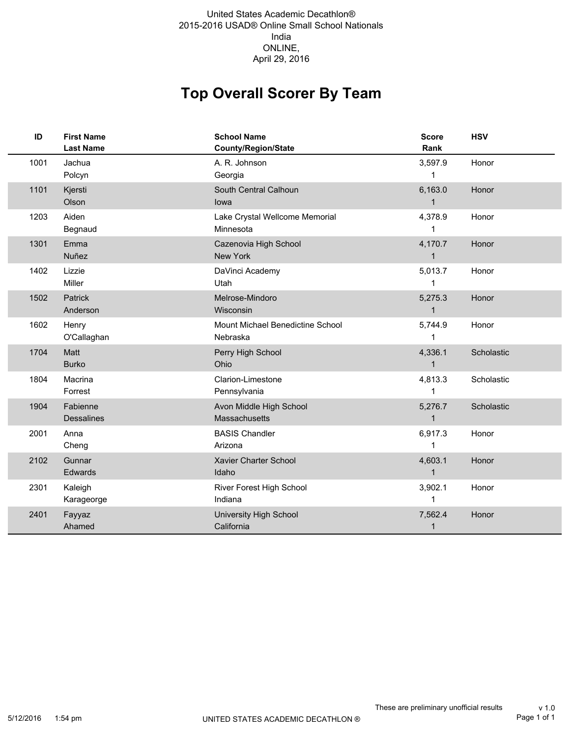United States Academic Decathlon®
2015-2016 USAD® Online Small School Nationals
India
ONLINE,
April 29, 2016

# Top Overall Scorer By Team

| ID | First Name / Last Name | School Name / County/Region/State | Score / Rank | HSV |
|---|---|---|---|---|
| 1001 | Jachua Polcyn | A. R. Johnson Georgia | 3,597.9 1 | Honor |
| 1101 | Kjersti Olson | South Central Calhoun Iowa | 6,163.0 1 | Honor |
| 1203 | Aiden Begnaud | Lake Crystal Wellcome Memorial Minnesota | 4,378.9 1 | Honor |
| 1301 | Emma Nuñez | Cazenovia High School New York | 4,170.7 1 | Honor |
| 1402 | Lizzie Miller | DaVinci Academy Utah | 5,013.7 1 | Honor |
| 1502 | Patrick Anderson | Melrose-Mindoro Wisconsin | 5,275.3 1 | Honor |
| 1602 | Henry O'Callaghan | Mount Michael Benedictine School Nebraska | 5,744.9 1 | Honor |
| 1704 | Matt Burko | Perry High School Ohio | 4,336.1 1 | Scholastic |
| 1804 | Macrina Forrest | Clarion-Limestone Pennsylvania | 4,813.3 1 | Scholastic |
| 1904 | Fabienne Dessalines | Avon Middle High School Massachusetts | 5,276.7 1 | Scholastic |
| 2001 | Anna Cheng | BASIS Chandler Arizona | 6,917.3 1 | Honor |
| 2102 | Gunnar Edwards | Xavier Charter School Idaho | 4,603.1 1 | Honor |
| 2301 | Kaleigh Karageorge | River Forest High School Indiana | 3,902.1 1 | Honor |
| 2401 | Fayyaz Ahamed | University High School California | 7,562.4 1 | Honor |

These are preliminary unofficial results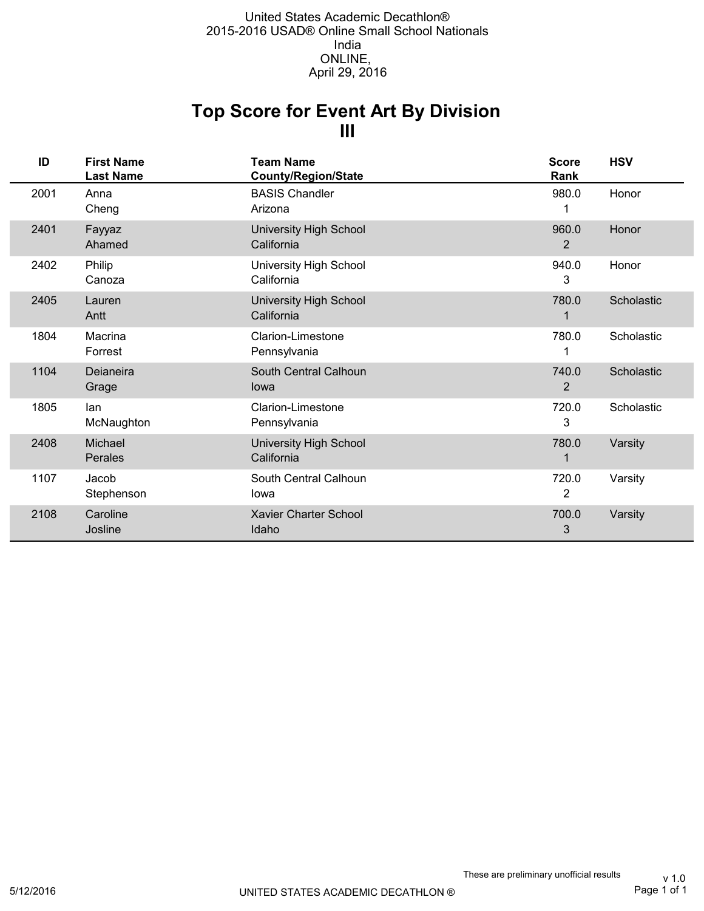United States Academic Decathlon®
2015-2016 USAD® Online Small School Nationals
India
ONLINE,
April 29, 2016

# Top Score for Event Art By Division III

| ID | First Name<br>Last Name | Team Name<br>County/Region/State | Score<br>Rank | HSV |
|---|---|---|---|---|
| 2001 | Anna<br>Cheng | BASIS Chandler<br>Arizona | 980.0<br>1 | Honor |
| 2401 | Fayyaz<br>Ahamed | University High School<br>California | 960.0<br>2 | Honor |
| 2402 | Philip<br>Canoza | University High School<br>California | 940.0<br>3 | Honor |
| 2405 | Lauren<br>Antt | University High School<br>California | 780.0<br>1 | Scholastic |
| 1804 | Macrina<br>Forrest | Clarion-Limestone<br>Pennsylvania | 780.0<br>1 | Scholastic |
| 1104 | Deianeira<br>Grage | South Central Calhoun<br>Iowa | 740.0<br>2 | Scholastic |
| 1805 | Ian<br>McNaughton | Clarion-Limestone<br>Pennsylvania | 720.0<br>3 | Scholastic |
| 2408 | Michael<br>Perales | University High School<br>California | 780.0<br>1 | Varsity |
| 1107 | Jacob<br>Stephenson | South Central Calhoun<br>Iowa | 720.0<br>2 | Varsity |
| 2108 | Caroline<br>Josline | Xavier Charter School<br>Idaho | 700.0<br>3 | Varsity |

These are preliminary unofficial results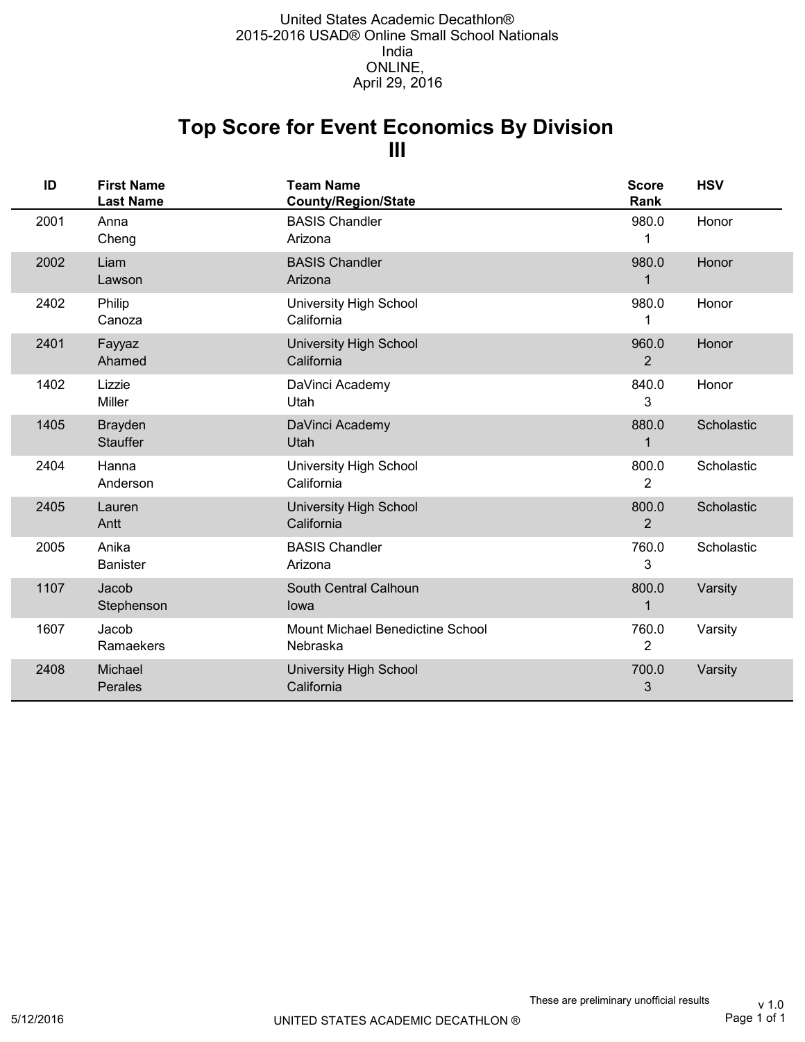United States Academic Decathlon®
2015-2016 USAD® Online Small School Nationals
India
ONLINE,
April 29, 2016

# Top Score for Event Economics By Division III

| ID | First Name<br>Last Name | Team Name<br>County/Region/State | Score<br>Rank | HSV |
|---|---|---|---|---|
| 2001 | Anna<br>Cheng | BASIS Chandler<br>Arizona | 980.0<br>1 | Honor |
| 2002 | Liam<br>Lawson | BASIS Chandler<br>Arizona | 980.0<br>1 | Honor |
| 2402 | Philip<br>Canoza | University High School<br>California | 980.0<br>1 | Honor |
| 2401 | Fayyaz<br>Ahamed | University High School<br>California | 960.0<br>2 | Honor |
| 1402 | Lizzie<br>Miller | DaVinci Academy<br>Utah | 840.0<br>3 | Honor |
| 1405 | Brayden<br>Stauffer | DaVinci Academy<br>Utah | 880.0<br>1 | Scholastic |
| 2404 | Hanna<br>Anderson | University High School<br>California | 800.0<br>2 | Scholastic |
| 2405 | Lauren<br>Antt | University High School<br>California | 800.0<br>2 | Scholastic |
| 2005 | Anika<br>Banister | BASIS Chandler<br>Arizona | 760.0<br>3 | Scholastic |
| 1107 | Jacob<br>Stephenson | South Central Calhoun<br>Iowa | 800.0<br>1 | Varsity |
| 1607 | Jacob<br>Ramaekers | Mount Michael Benedictine School<br>Nebraska | 760.0<br>2 | Varsity |
| 2408 | Michael<br>Perales | University High School<br>California | 700.0<br>3 | Varsity |

These are preliminary unofficial results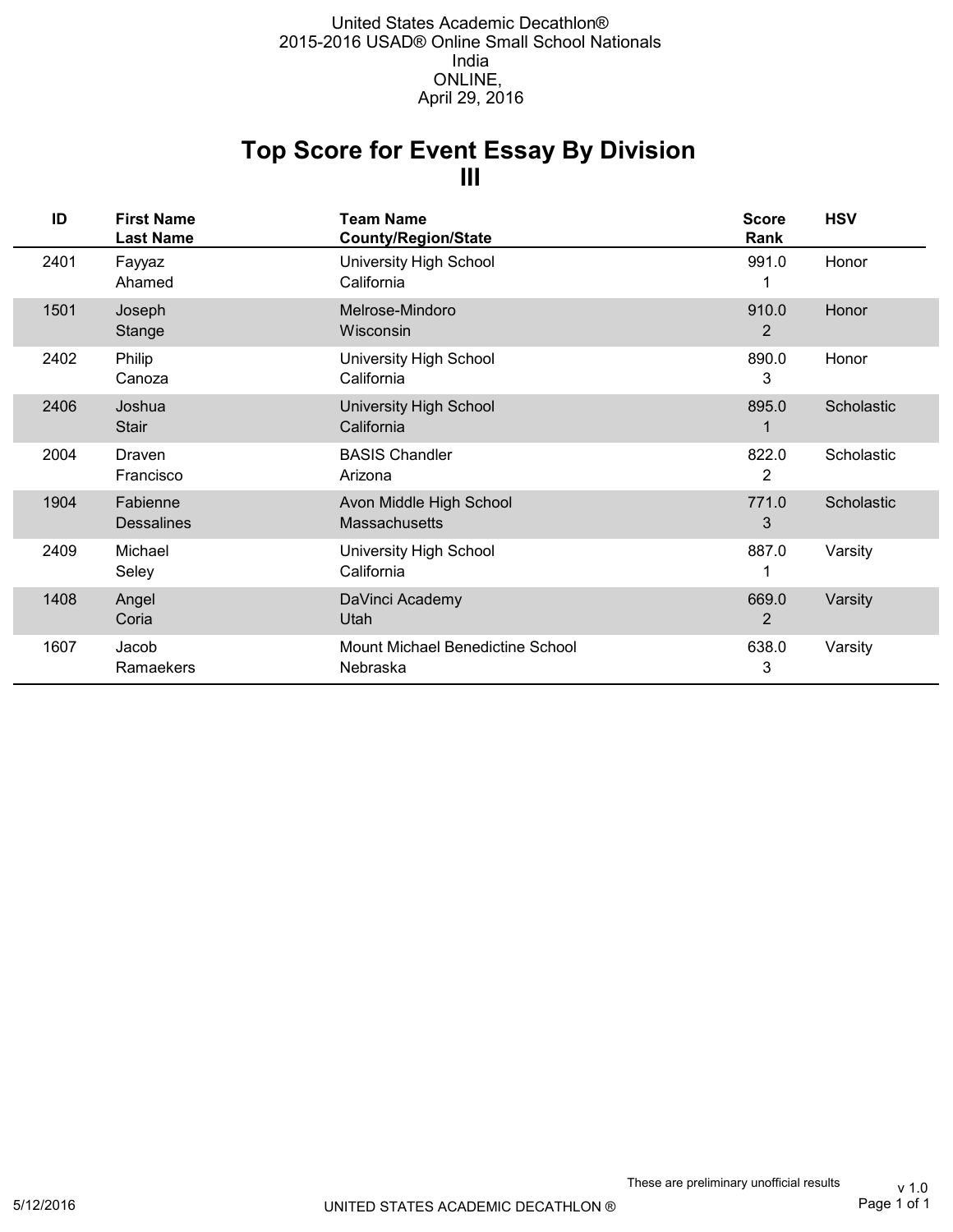United States Academic Decathlon®
2015-2016 USAD® Online Small School Nationals
India
ONLINE,
April 29, 2016

# Top Score for Event Essay By Division III

| ID | First Name<br>Last Name | Team Name<br>County/Region/State | Score<br>Rank | HSV |
|---|---|---|---|---|
| 2401 | Fayyaz<br>Ahamed | University High School<br>California | 991.0<br>1 | Honor |
| 1501 | Joseph<br>Stange | Melrose-Mindoro<br>Wisconsin | 910.0<br>2 | Honor |
| 2402 | Philip<br>Canoza | University High School<br>California | 890.0<br>3 | Honor |
| 2406 | Joshua<br>Stair | University High School<br>California | 895.0<br>1 | Scholastic |
| 2004 | Draven<br>Francisco | BASIS Chandler<br>Arizona | 822.0<br>2 | Scholastic |
| 1904 | Fabienne<br>Dessalines | Avon Middle High School<br>Massachusetts | 771.0<br>3 | Scholastic |
| 2409 | Michael<br>Seley | University High School<br>California | 887.0<br>1 | Varsity |
| 1408 | Angel<br>Coria | DaVinci Academy<br>Utah | 669.0<br>2 | Varsity |
| 1607 | Jacob<br>Ramaekers | Mount Michael Benedictine School<br>Nebraska | 638.0<br>3 | Varsity |

These are preliminary unofficial results

v 1.0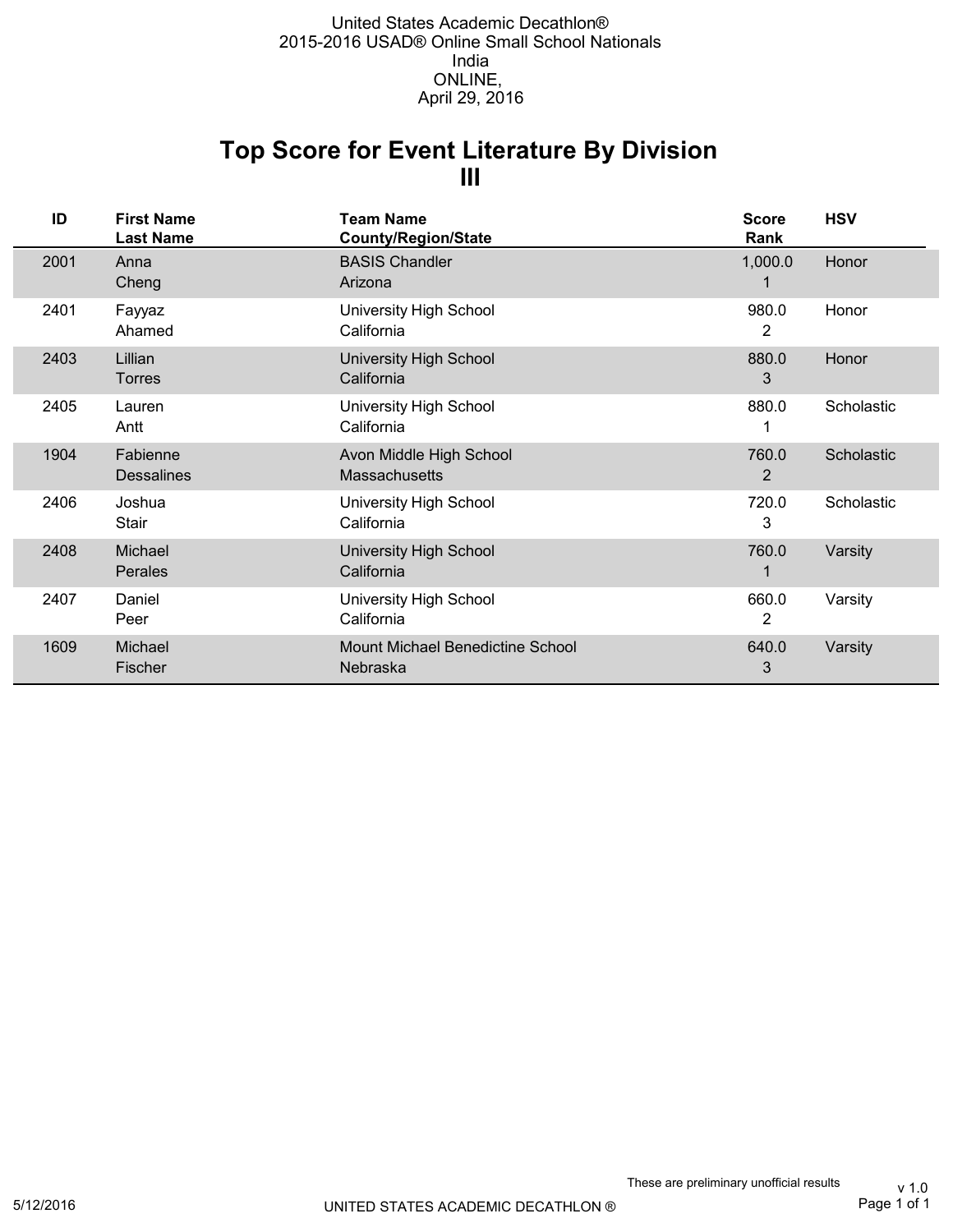United States Academic Decathlon®
2015-2016 USAD® Online Small School Nationals
India
ONLINE,
April 29, 2016

# Top Score for Event Literature By Division III

| ID | First Name<br>Last Name | Team Name<br>County/Region/State | Score<br>Rank | HSV |
|---|---|---|---|---|
| 2001 | Anna<br>Cheng | BASIS Chandler<br>Arizona | 1,000.0<br>1 | Honor |
| 2401 | Fayyaz<br>Ahamed | University High School<br>California | 980.0<br>2 | Honor |
| 2403 | Lillian<br>Torres | University High School<br>California | 880.0<br>3 | Honor |
| 2405 | Lauren<br>Antt | University High School<br>California | 880.0<br>1 | Scholastic |
| 1904 | Fabienne<br>Dessalines | Avon Middle High School<br>Massachusetts | 760.0<br>2 | Scholastic |
| 2406 | Joshua<br>Stair | University High School<br>California | 720.0<br>3 | Scholastic |
| 2408 | Michael<br>Perales | University High School<br>California | 760.0<br>1 | Varsity |
| 2407 | Daniel<br>Peer | University High School<br>California | 660.0<br>2 | Varsity |
| 1609 | Michael<br>Fischer | Mount Michael Benedictine School<br>Nebraska | 640.0<br>3 | Varsity |

These are preliminary unofficial results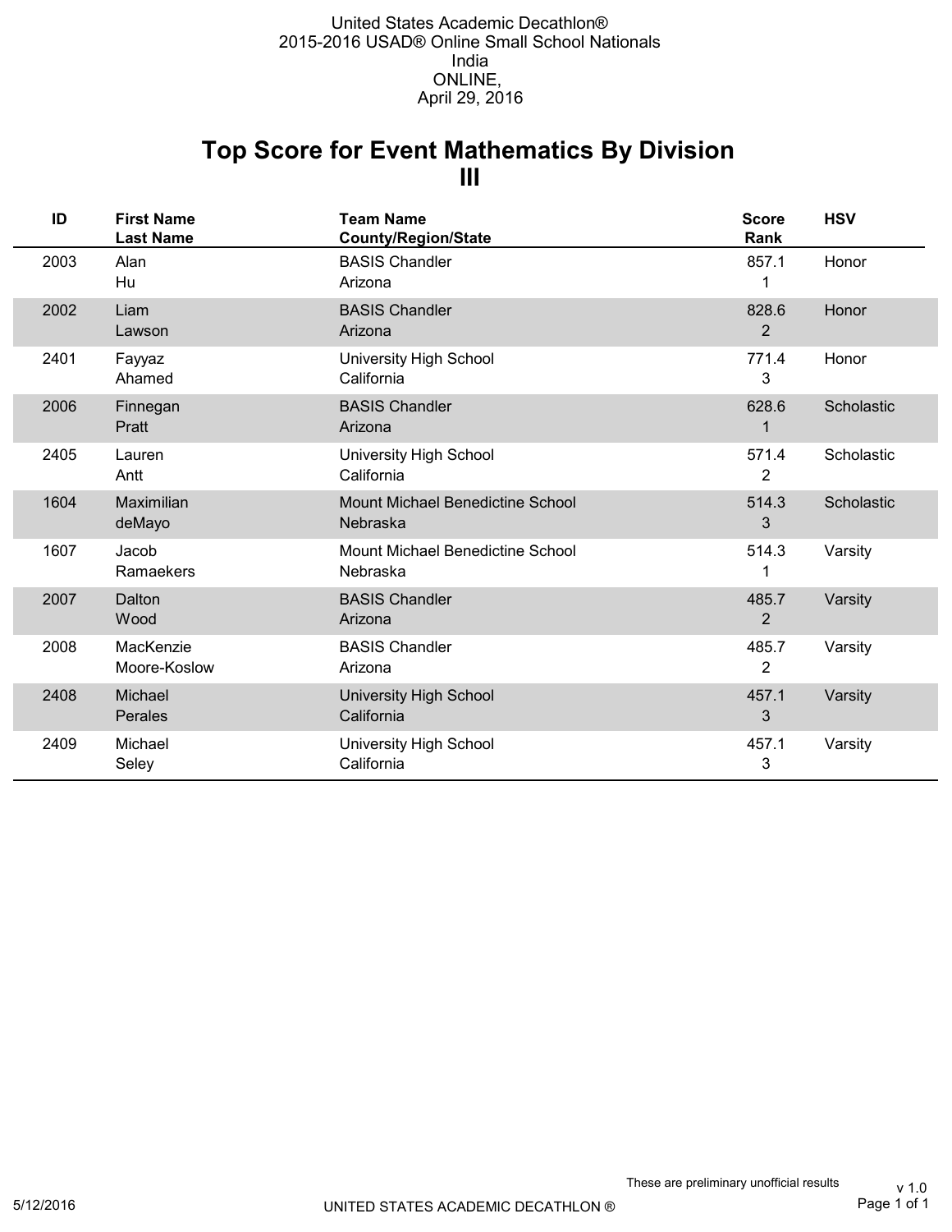United States Academic Decathlon®
2015-2016 USAD® Online Small School Nationals
India
ONLINE,
April 29, 2016

# Top Score for Event Mathematics By Division III

| ID | First Name<br>Last Name | Team Name<br>County/Region/State | Score<br>Rank | HSV |
|---|---|---|---|---|
| 2003 | Alan<br>Hu | BASIS Chandler<br>Arizona | 857.1<br>1 | Honor |
| 2002 | Liam<br>Lawson | BASIS Chandler<br>Arizona | 828.6<br>2 | Honor |
| 2401 | Fayyaz<br>Ahamed | University High School<br>California | 771.4<br>3 | Honor |
| 2006 | Finnegan<br>Pratt | BASIS Chandler<br>Arizona | 628.6<br>1 | Scholastic |
| 2405 | Lauren<br>Antt | University High School<br>California | 571.4<br>2 | Scholastic |
| 1604 | Maximilian<br>deMayo | Mount Michael Benedictine School<br>Nebraska | 514.3<br>3 | Scholastic |
| 1607 | Jacob<br>Ramaekers | Mount Michael Benedictine School<br>Nebraska | 514.3<br>1 | Varsity |
| 2007 | Dalton<br>Wood | BASIS Chandler<br>Arizona | 485.7<br>2 | Varsity |
| 2008 | MacKenzie<br>Moore-Koslow | BASIS Chandler<br>Arizona | 485.7<br>2 | Varsity |
| 2408 | Michael<br>Perales | University High School<br>California | 457.1<br>3 | Varsity |
| 2409 | Michael<br>Seley | University High School<br>California | 457.1<br>3 | Varsity |

These are preliminary unofficial results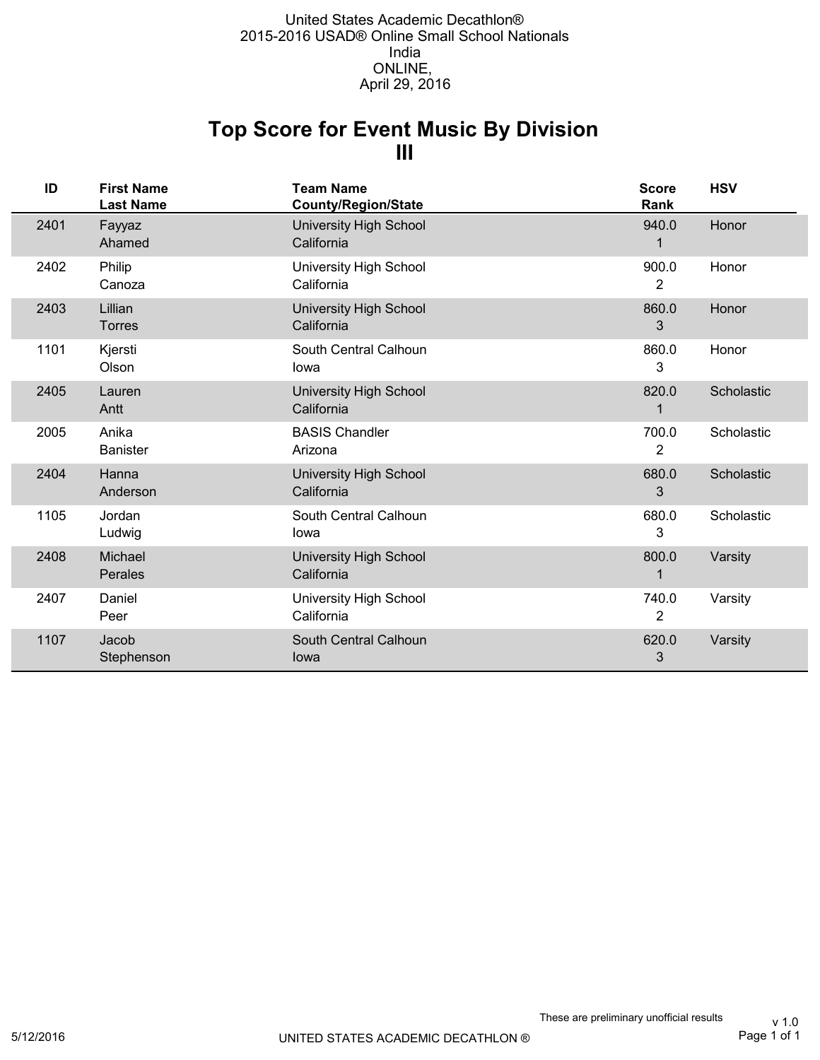United States Academic Decathlon®
2015-2016 USAD® Online Small School Nationals
India
ONLINE,
April 29, 2016

# Top Score for Event Music By Division III

| ID | First Name<br>Last Name | Team Name<br>County/Region/State | Score<br>Rank | HSV |
|---|---|---|---|---|
| 2401 | Fayyaz<br>Ahamed | University High School<br>California | 940.0<br>1 | Honor |
| 2402 | Philip<br>Canoza | University High School<br>California | 900.0<br>2 | Honor |
| 2403 | Lillian<br>Torres | University High School<br>California | 860.0<br>3 | Honor |
| 1101 | Kjersti<br>Olson | South Central Calhoun<br>Iowa | 860.0<br>3 | Honor |
| 2405 | Lauren<br>Antt | University High School<br>California | 820.0<br>1 | Scholastic |
| 2005 | Anika<br>Banister | BASIS Chandler<br>Arizona | 700.0<br>2 | Scholastic |
| 2404 | Hanna<br>Anderson | University High School<br>California | 680.0<br>3 | Scholastic |
| 1105 | Jordan<br>Ludwig | South Central Calhoun<br>Iowa | 680.0<br>3 | Scholastic |
| 2408 | Michael<br>Perales | University High School<br>California | 800.0<br>1 | Varsity |
| 2407 | Daniel<br>Peer | University High School<br>California | 740.0<br>2 | Varsity |
| 1107 | Jacob<br>Stephenson | South Central Calhoun<br>Iowa | 620.0<br>3 | Varsity |

These are preliminary unofficial results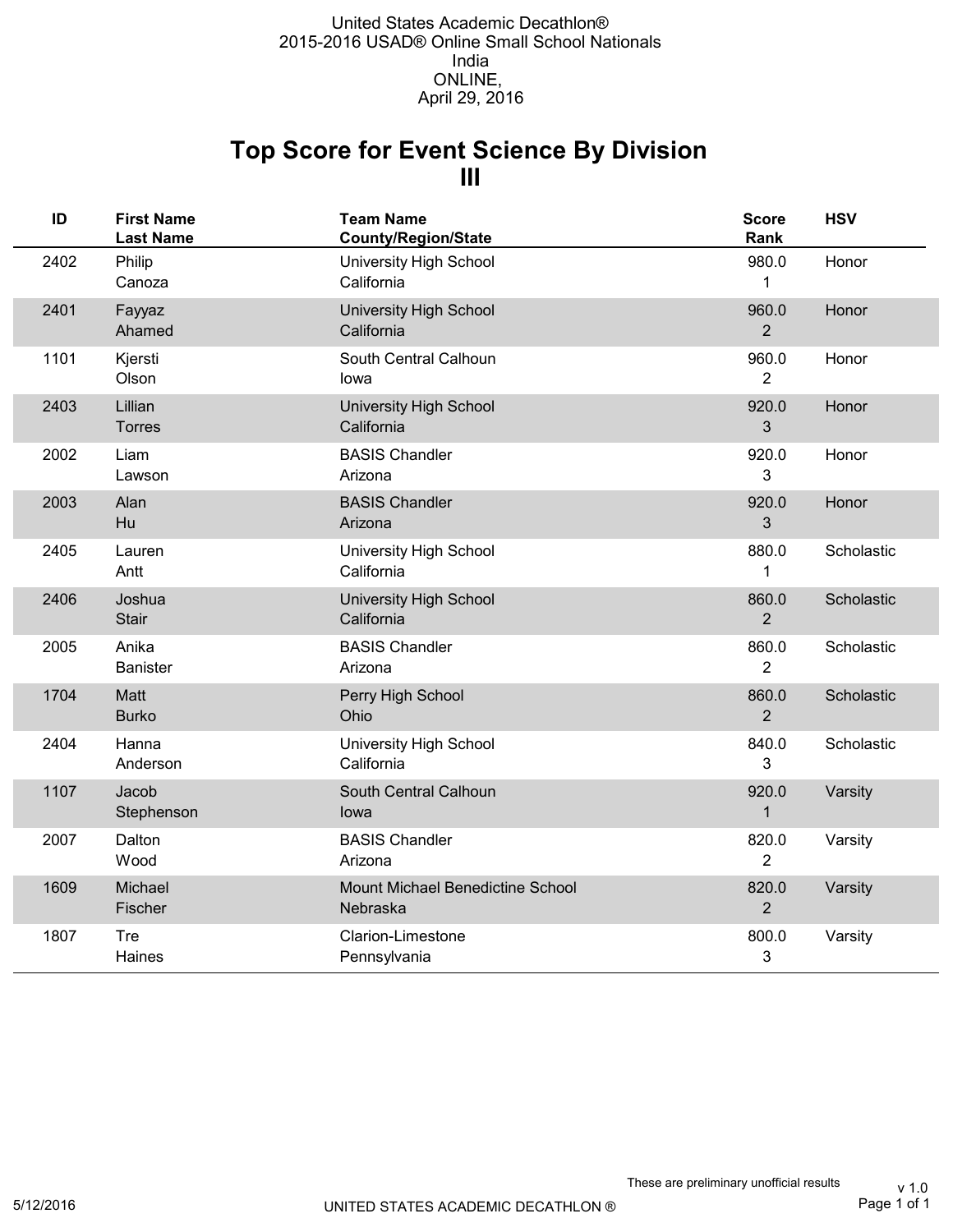United States Academic Decathlon®
2015-2016 USAD® Online Small School Nationals
India
ONLINE,
April 29, 2016

# Top Score for Event Science By Division III

| ID | First Name Last Name | Team Name County/Region/State | Score Rank | HSV |
|---|---|---|---|---|
| 2402 | Philip Canoza | University High School California | 980.0 1 | Honor |
| 2401 | Fayyaz Ahamed | University High School California | 960.0 2 | Honor |
| 1101 | Kjersti Olson | South Central Calhoun Iowa | 960.0 2 | Honor |
| 2403 | Lillian Torres | University High School California | 920.0 3 | Honor |
| 2002 | Liam Lawson | BASIS Chandler Arizona | 920.0 3 | Honor |
| 2003 | Alan Hu | BASIS Chandler Arizona | 920.0 3 | Honor |
| 2405 | Lauren Antt | University High School California | 880.0 1 | Scholastic |
| 2406 | Joshua Stair | University High School California | 860.0 2 | Scholastic |
| 2005 | Anika Banister | BASIS Chandler Arizona | 860.0 2 | Scholastic |
| 1704 | Matt Burko | Perry High School Ohio | 860.0 2 | Scholastic |
| 2404 | Hanna Anderson | University High School California | 840.0 3 | Scholastic |
| 1107 | Jacob Stephenson | South Central Calhoun Iowa | 920.0 1 | Varsity |
| 2007 | Dalton Wood | BASIS Chandler Arizona | 820.0 2 | Varsity |
| 1609 | Michael Fischer | Mount Michael Benedictine School Nebraska | 820.0 2 | Varsity |
| 1807 | Tre Haines | Clarion-Limestone Pennsylvania | 800.0 3 | Varsity |

These are preliminary unofficial results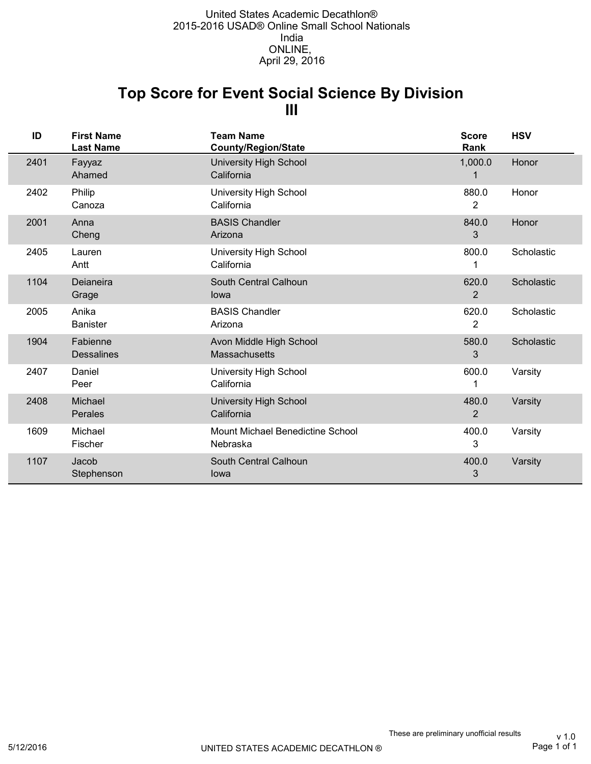United States Academic Decathlon®
2015-2016 USAD® Online Small School Nationals
India
ONLINE,
April 29, 2016

# Top Score for Event Social Science By Division III

| ID | First Name<br>Last Name | Team Name<br>County/Region/State | Score<br>Rank | HSV |
|---|---|---|---|---|
| 2401 | Fayyaz<br>Ahamed | University High School<br>California | 1,000.0<br>1 | Honor |
| 2402 | Philip<br>Canoza | University High School<br>California | 880.0<br>2 | Honor |
| 2001 | Anna<br>Cheng | BASIS Chandler<br>Arizona | 840.0<br>3 | Honor |
| 2405 | Lauren<br>Antt | University High School<br>California | 800.0<br>1 | Scholastic |
| 1104 | Deianeira<br>Grage | South Central Calhoun<br>Iowa | 620.0<br>2 | Scholastic |
| 2005 | Anika<br>Banister | BASIS Chandler<br>Arizona | 620.0<br>2 | Scholastic |
| 1904 | Fabienne<br>Dessalines | Avon Middle High School<br>Massachusetts | 580.0<br>3 | Scholastic |
| 2407 | Daniel<br>Peer | University High School<br>California | 600.0<br>1 | Varsity |
| 2408 | Michael<br>Perales | University High School<br>California | 480.0<br>2 | Varsity |
| 1609 | Michael<br>Fischer | Mount Michael Benedictine School<br>Nebraska | 400.0<br>3 | Varsity |
| 1107 | Jacob<br>Stephenson | South Central Calhoun<br>Iowa | 400.0<br>3 | Varsity |

These are preliminary unofficial results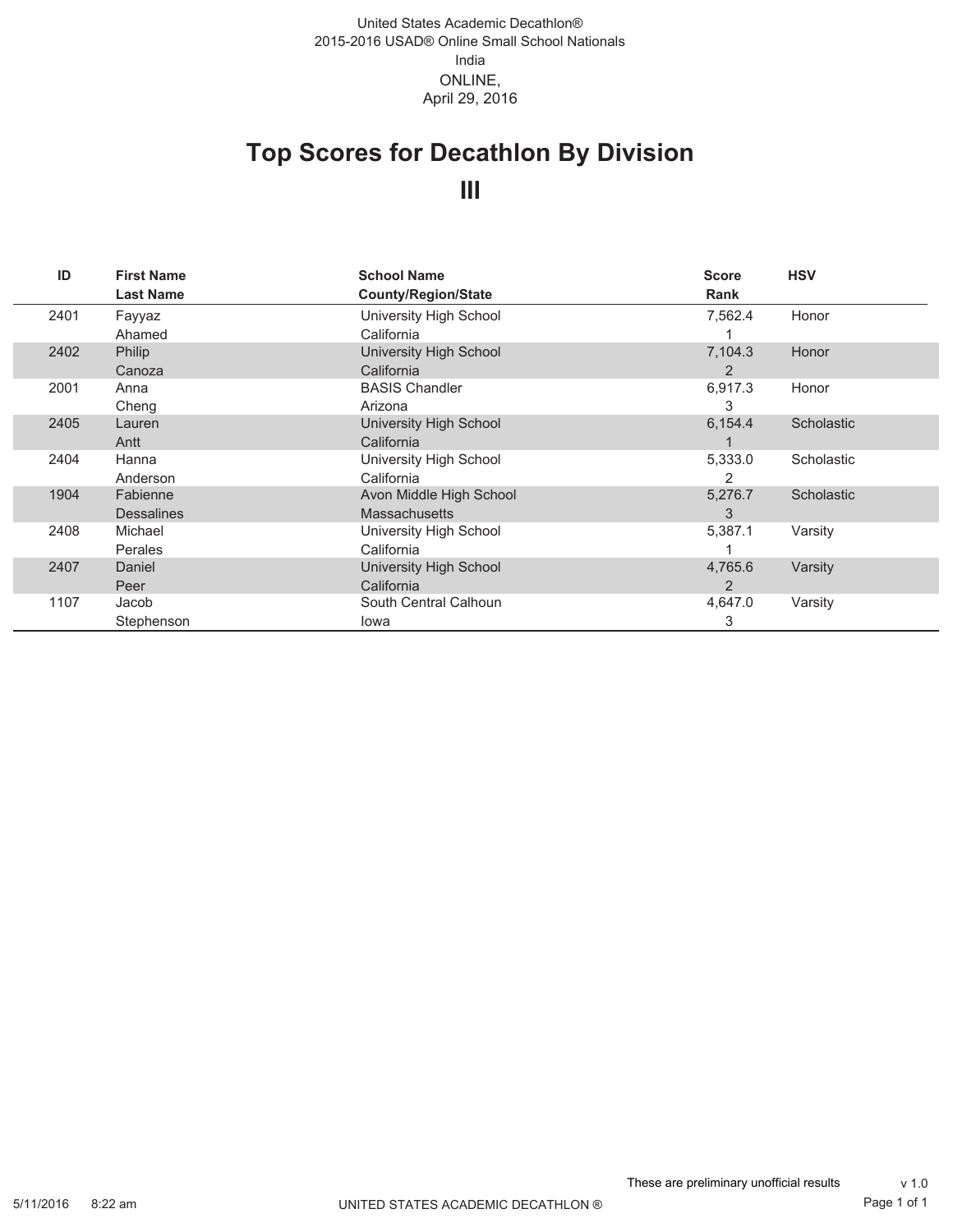United States Academic Decathlon®
2015-2016 USAD® Online Small School Nationals
India
ONLINE,
April 29, 2016

# Top Scores for Decathlon By Division

## III

| ID | First Name<br>Last Name | School Name<br>County/Region/State | Score<br>Rank | HSV |
|---|---|---|---|---|
| 2401 | Fayyaz<br>Ahamed | University High School<br>California | 7,562.4<br>1 | Honor |
| 2402 | Philip<br>Canoza | University High School<br>California | 7,104.3<br>2 | Honor |
| 2001 | Anna<br>Cheng | BASIS Chandler<br>Arizona | 6,917.3<br>3 | Honor |
| 2405 | Lauren<br>Antt | University High School<br>California | 6,154.4<br>1 | Scholastic |
| 2404 | Hanna<br>Anderson | University High School<br>California | 5,333.0<br>2 | Scholastic |
| 1904 | Fabienne<br>Dessalines | Avon Middle High School<br>Massachusetts | 5,276.7<br>3 | Scholastic |
| 2408 | Michael<br>Perales | University High School<br>California | 5,387.1<br>1 | Varsity |
| 2407 | Daniel<br>Peer | University High School<br>California | 4,765.6<br>2 | Varsity |
| 1107 | Jacob<br>Stephenson | South Central Calhoun<br>Iowa | 4,647.0<br>3 | Varsity |

These are preliminary unofficial results

v 1.0

5/11/2016 8:22 am

UNITED STATES ACADEMIC DECATHLON ®